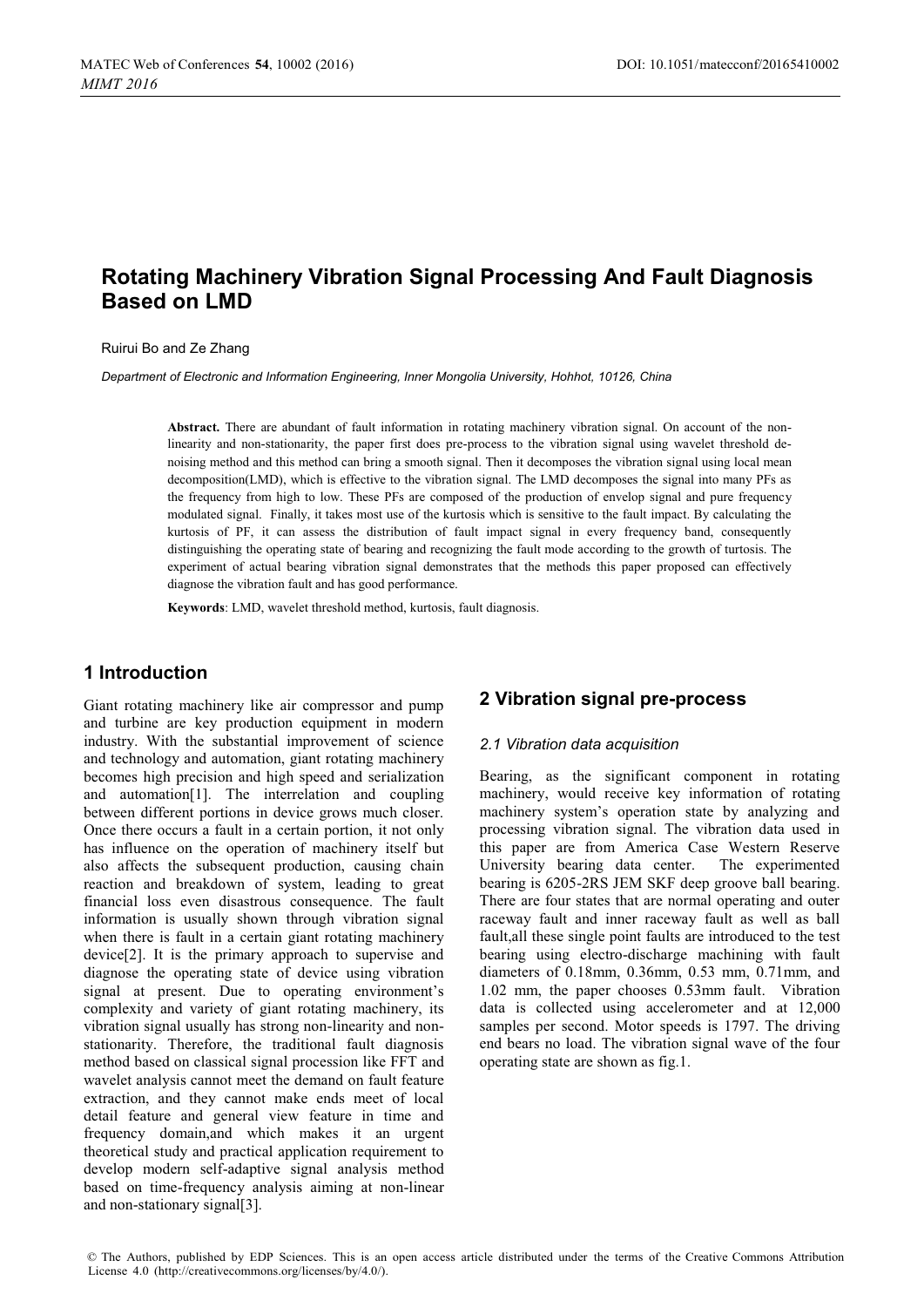# Rotating Machinery Vibration Signal Processing And Fault Diagnosis Based on LMD

Ruirui Bo and Ze Zhang

*Department of Electronic and Information Engineering, Inner Mongolia University, Hohhot, 10126, China*

**Abstract.** There are abundant of fault information in rotating machinery vibration signal. On account of the non-linearity and non-stationarity, the paper first does pre-process to the vibration signal using wavelet threshold de-noising method and this method can bring a smooth signal. Then it decomposes the vibration signal using local mean decomposition(LMD), which is effective to the vibration signal. The LMD decomposes the signal into many PFs as the frequency from high to low. These PFs are composed of the production of envelop signal and pure frequency modulated signal. Finally, it takes most use of the kurtosis which is sensitive to the fault impact. By calculating the kurtosis of PF, it can assess the distribution of fault impact signal in every frequency band, consequently distinguishing the operating state of bearing and recognizing the fault mode according to the growth of turtosis. The experiment of actual bearing vibration signal demonstrates that the methods this paper proposed can effectively diagnose the vibration fault and has good performance.

**Keywords**: LMD, wavelet threshold method, kurtosis, fault diagnosis.

## 1 Introduction

Giant rotating machinery like air compressor and pump and turbine are key production equipment in modern industry. With the substantial improvement of science and technology and automation, giant rotating machinery becomes high precision and high speed and serialization and automation[1]. The interrelation and coupling between different portions in device grows much closer. Once there occurs a fault in a certain portion, it not only has influence on the operation of machinery itself but also affects the subsequent production, causing chain reaction and breakdown of system, leading to great financial loss even disastrous consequence. The fault information is usually shown through vibration signal when there is fault in a certain giant rotating machinery device[2]. It is the primary approach to supervise and diagnose the operating state of device using vibration signal at present. Due to operating environment's complexity and variety of giant rotating machinery, its vibration signal usually has strong non-linearity and non-stationarity. Therefore, the traditional fault diagnosis method based on classical signal procession like FFT and wavelet analysis cannot meet the demand on fault feature extraction, and they cannot make ends meet of local detail feature and general view feature in time and frequency domain,and which makes it an urgent theoretical study and practical application requirement to develop modern self-adaptive signal analysis method based on time-frequency analysis aiming at non-linear and non-stationary signal[3].

## 2 Vibration signal pre-process

### 2.1 Vibration data acquisition

Bearing, as the significant component in rotating machinery, would receive key information of rotating machinery system's operation state by analyzing and processing vibration signal. The vibration data used in this paper are from America Case Western Reserve University bearing data center. The experimented bearing is 6205-2RS JEM SKF deep groove ball bearing. There are four states that are normal operating and outer raceway fault and inner raceway fault as well as ball fault,all these single point faults are introduced to the test bearing using electro-discharge machining with fault diameters of 0.18mm, 0.36mm, 0.53 mm, 0.71mm, and 1.02 mm, the paper chooses 0.53mm fault. Vibration data is collected using accelerometer and at 12,000 samples per second. Motor speeds is 1797. The driving end bears no load. The vibration signal wave of the four operating state are shown as fig.1.

© The Authors, published by EDP Sciences. This is an open access article distributed under the terms of the Creative Commons Attribution License 4.0 (http://creativecommons.org/licenses/by/4.0/).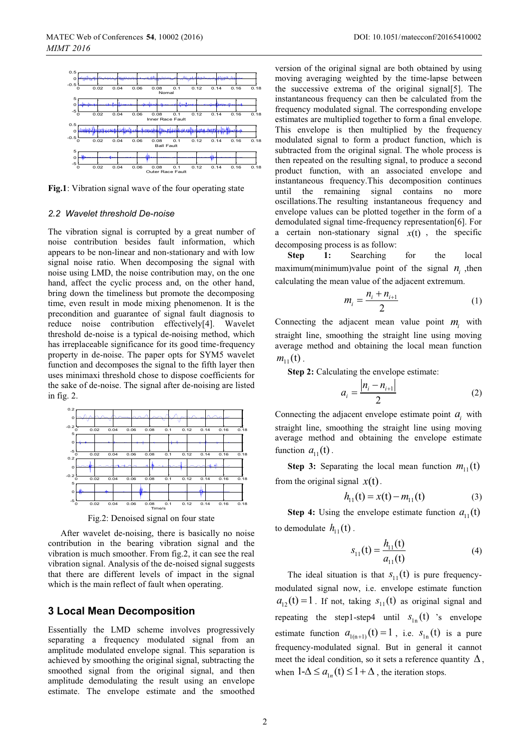Fig.1: Vibration signal wave of the four operating state

### 2.2 Wavelet threshold De-noise

The vibration signal is corrupted by a great number of noise contribution besides fault information, which appears to be non-linear and non-stationary and with low signal noise ratio. When decomposing the signal with noise using LMD, the noise contribution may, on the one hand, affect the cyclic process and, on the other hand, bring down the timeliness but promote the decomposing time, even result in mode mixing phenomenon. It is the precondition and guarantee of signal fault diagnosis to reduce noise contribution effectively[4]. Wavelet threshold de-noise is a typical de-noising method, which has irreplaceable significance for its good time-frequency property in de-noise. The paper opts for SYM5 wavelet function and decomposes the signal to the fifth layer then uses minimaxi threshold chose to dispose coefficients for the sake of de-noise. The signal after de-noising are listed in fig. 2.

Fig.2: Denoised signal on four state

After wavelet de-noising, there is basically no noise contribution in the bearing vibration signal and the vibration is much smoother. From fig.2, it can see the real vibration signal. Analysis of the de-noised signal suggests that there are different levels of impact in the signal which is the main reflect of fault when operating.

## 3 Local Mean Decomposition

Essentially the LMD scheme involves progressively separating a frequency modulated signal from an amplitude modulated envelope signal. This separation is achieved by smoothing the original signal, subtracting the smoothed signal from the original signal, and then amplitude demodulating the result using an envelope estimate. The envelope estimate and the smoothed version of the original signal are both obtained by using moving averaging weighted by the time-lapse between the successive extrema of the original signal[5]. The instantaneous frequency can then be calculated from the frequency modulated signal. The corresponding envelope estimates are multiplied together to form a final envelope. This envelope is then multiplied by the frequency modulated signal to form a product function, which is subtracted from the original signal. The whole process is then repeated on the resulting signal, to produce a second product function, with an associated envelope and instantaneous frequency.This decomposition continues until the remaining signal contains no more oscillations.The resulting instantaneous frequency and envelope values can be plotted together in the form of a demodulated signal time-frequency representation[6]. For a certain non-stationary signal $x(t)$, the specific decomposing process is as follow:

**Step 1:** Searching for the local maximum(minimum)value point of the signal $n_i$ ,then calculating the mean value of the adjacent extremum.

$$m_i = \frac{n_i + n_{i+1}}{2} \tag{1}$$

Connecting the adjacent mean value point $m_i$ with straight line, smoothing the straight line using moving average method and obtaining the local mean function $m_{11}(t)$.

**Step 2:** Calculating the envelope estimate:

$$a_i = \frac{|n_i - n_{i+1}|}{2} \tag{2}$$

Connecting the adjacent envelope estimate point $a_i$ with straight line, smoothing the straight line using moving average method and obtaining the envelope estimate function $a_{11}(t)$.

**Step 3:** Separating the local mean function $m_{11}(t)$ from the original signal $x(t)$.

$$h_{11}(t) = x(t) - m_{11}(t) \tag{3}$$

**Step 4:** Using the envelope estimate function $a_{11}(t)$ to demodulate $h_{11}(t)$.

$$s_{11}(t) = \frac{h_{11}(t)}{a_{11}(t)} \tag{4}$$

The ideal situation is that $s_{11}(t)$ is pure frequency-modulated signal now, i.e. envelope estimate function $a_{12}(t) = 1$. If not, taking $s_{11}(t)$ as original signal and repeating the step1-step4 until $s_{1n}(t)$ 's envelope estimate function $a_{1(n+1)}(t) = 1$, i.e. $s_{1n}(t)$ is a pure frequency-modulated signal. But in general it cannot meet the ideal condition, so it sets a reference quantity $\Delta$, when $1-\Delta \le a_{1n}(t) \le 1+\Delta$, the iteration stops.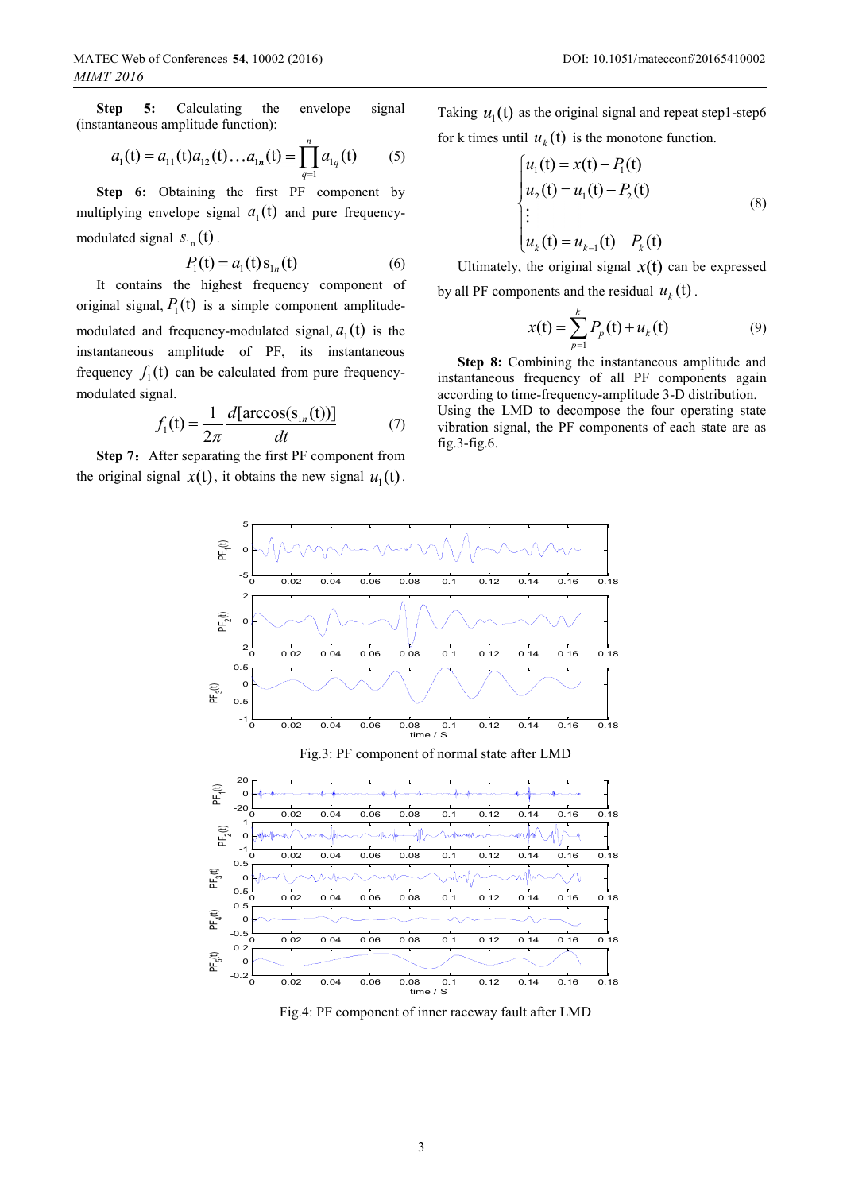**Step 5:** Calculating the envelope signal (instantaneous amplitude function):

$$a_1(\mathrm{t}) = a_{11}(\mathrm{t})a_{12}(\mathrm{t})\ldots a_{1n}(\mathrm{t}) = \prod_{q=1}^{n} a_{1q}(\mathrm{t}) \tag{5}$$

**Step 6:** Obtaining the first PF component by multiplying envelope signal $a_1(\mathrm{t})$ and pure frequency-modulated signal $s_{1\mathrm{n}}(\mathrm{t})$.

$$P_1(\mathrm{t}) = a_1(\mathrm{t})\mathrm{s}_{1n}(\mathrm{t}) \tag{6}$$

It contains the highest frequency component of original signal, $P_1(\mathrm{t})$ is a simple component amplitude-modulated and frequency-modulated signal, $a_1(\mathrm{t})$ is the instantaneous amplitude of PF, its instantaneous frequency $f_1(\mathrm{t})$ can be calculated from pure frequency-modulated signal.

$$f_1(\mathrm{t}) = \frac{1}{2\pi}\frac{d[\arccos(\mathrm{s}_{1n}(\mathrm{t}))]}{dt} \tag{7}$$

**Step 7:** After separating the first PF component from the original signal $x(\mathrm{t})$, it obtains the new signal $u_1(\mathrm{t})$.

Taking $u_1(\mathrm{t})$ as the original signal and repeat step1-step6 for k times until $u_k(\mathrm{t})$ is the monotone function.

$$\begin{cases} u_1(\mathrm{t}) = x(\mathrm{t}) - P_1(\mathrm{t}) \\ u_2(\mathrm{t}) = u_1(\mathrm{t}) - P_2(\mathrm{t}) \\ \vdots \\ u_k(\mathrm{t}) = u_{k-1}(\mathrm{t}) - P_k(\mathrm{t}) \end{cases} \tag{8}$$

Ultimately, the original signal $x(\mathrm{t})$ can be expressed by all PF components and the residual $u_k(\mathrm{t})$.

$$x(\mathrm{t}) = \sum_{p=1}^{k} P_p(\mathrm{t}) + u_k(\mathrm{t}) \tag{9}$$

**Step 8:** Combining the instantaneous amplitude and instantaneous frequency of all PF components again according to time-frequency-amplitude 3-D distribution.

Using the LMD to decompose the four operating state vibration signal, the PF components of each state are as fig.3-fig.6.

Fig.3: PF component of normal state after LMD

Fig.4: PF component of inner raceway fault after LMD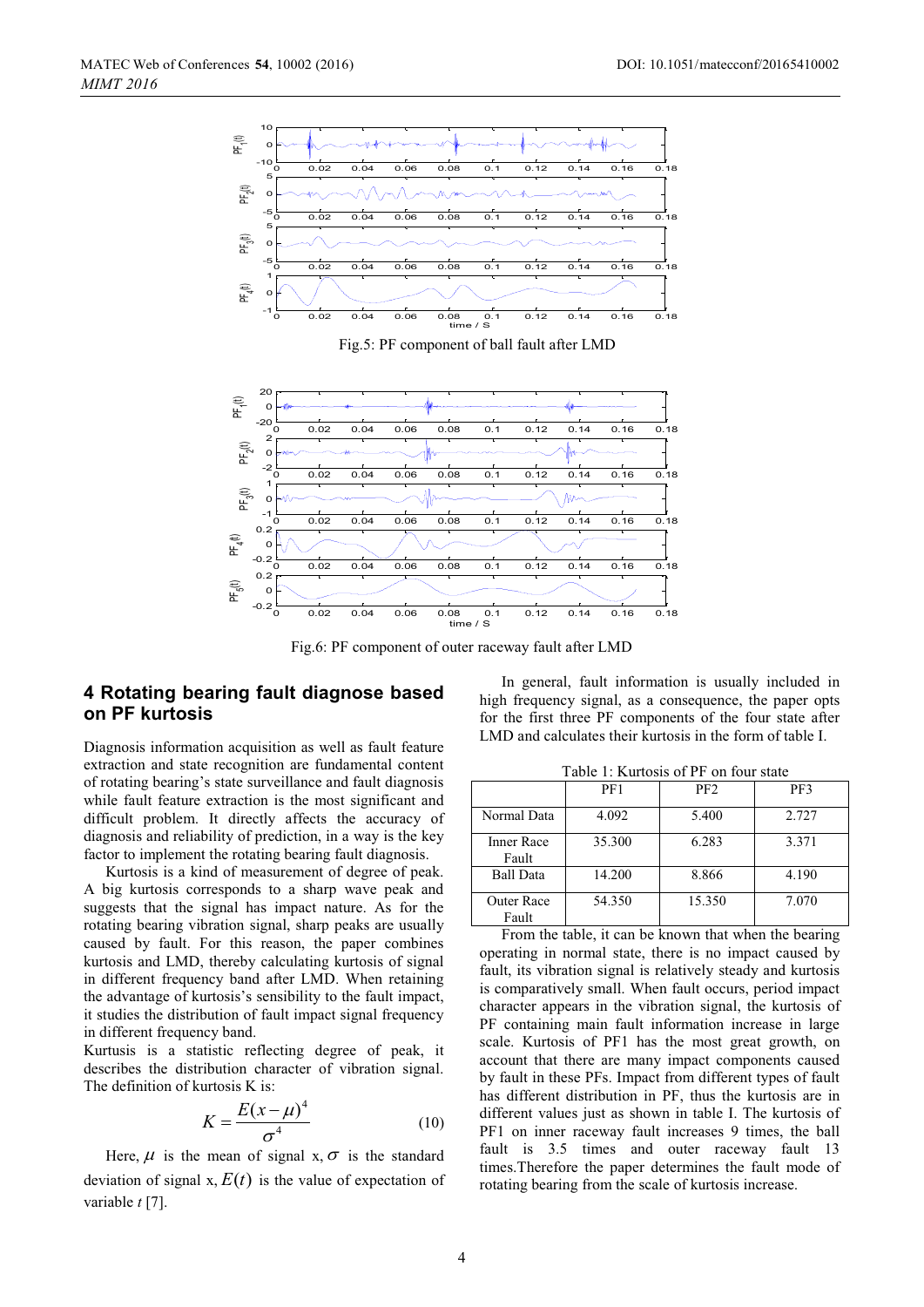Fig.5: PF component of ball fault after LMD

Fig.6: PF component of outer raceway fault after LMD

## 4 Rotating bearing fault diagnose based on PF kurtosis

Diagnosis information acquisition as well as fault feature extraction and state recognition are fundamental content of rotating bearing's state surveillance and fault diagnosis while fault feature extraction is the most significant and difficult problem. It directly affects the accuracy of diagnosis and reliability of prediction, in a way is the key factor to implement the rotating bearing fault diagnosis.

Kurtosis is a kind of measurement of degree of peak. A big kurtosis corresponds to a sharp wave peak and suggests that the signal has impact nature. As for the rotating bearing vibration signal, sharp peaks are usually caused by fault. For this reason, the paper combines kurtosis and LMD, thereby calculating kurtosis of signal in different frequency band after LMD. When retaining the advantage of kurtosis's sensibility to the fault impact, it studies the distribution of fault impact signal frequency in different frequency band.

Kurtusis is a statistic reflecting degree of peak, it describes the distribution character of vibration signal. The definition of kurtosis K is:

$$K = \frac{E(x-\mu)^4}{\sigma^4} \tag{10}$$

Here, $\mu$ is the mean of signal x, $\sigma$ is the standard deviation of signal x, $E(t)$ is the value of expectation of variable $t$ [7].

In general, fault information is usually included in high frequency signal, as a consequence, the paper opts for the first three PF components of the four state after LMD and calculates their kurtosis in the form of table I.

Table 1: Kurtosis of PF on four state

| | PF1 | PF2 | PF3 |
|---|---|---|---|
| Normal Data | 4.092 | 5.400 | 2.727 |
| Inner Race Fault | 35.300 | 6.283 | 3.371 |
| Ball Data | 14.200 | 8.866 | 4.190 |
| Outer Race Fault | 54.350 | 15.350 | 7.070 |

From the table, it can be known that when the bearing operating in normal state, there is no impact caused by fault, its vibration signal is relatively steady and kurtosis is comparatively small. When fault occurs, period impact character appears in the vibration signal, the kurtosis of PF containing main fault information increase in large scale. Kurtosis of PF1 has the most great growth, on account that there are many impact components caused by fault in these PFs. Impact from different types of fault has different distribution in PF, thus the kurtosis are in different values just as shown in table I. The kurtosis of PF1 on inner raceway fault increases 9 times, the ball fault is 3.5 times and outer raceway fault 13 times.Therefore the paper determines the fault mode of rotating bearing from the scale of kurtosis increase.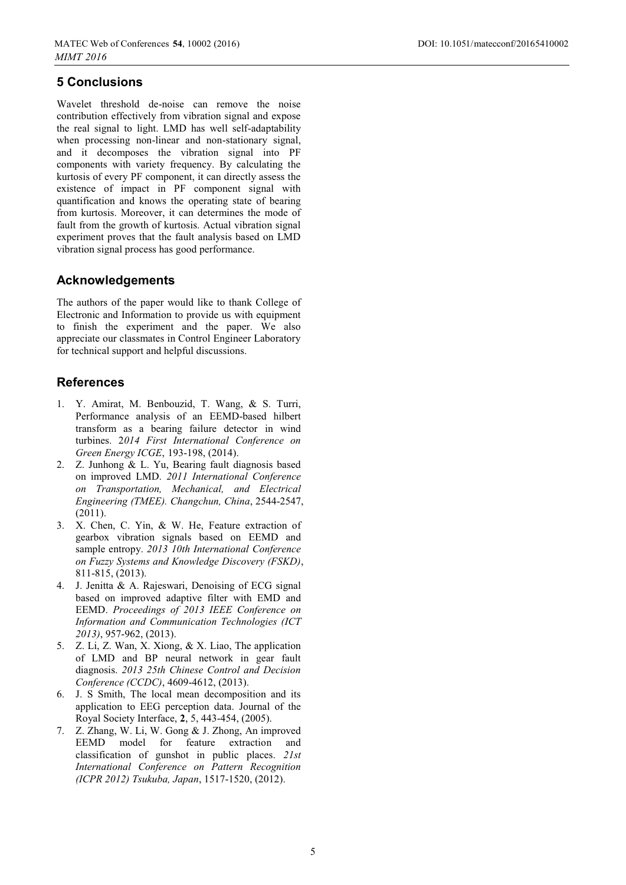## 5 Conclusions

Wavelet threshold de-noise can remove the noise contribution effectively from vibration signal and expose the real signal to light. LMD has well self-adaptability when processing non-linear and non-stationary signal, and it decomposes the vibration signal into PF components with variety frequency. By calculating the kurtosis of every PF component, it can directly assess the existence of impact in PF component signal with quantification and knows the operating state of bearing from kurtosis. Moreover, it can determines the mode of fault from the growth of kurtosis. Actual vibration signal experiment proves that the fault analysis based on LMD vibration signal process has good performance.

## Acknowledgements

The authors of the paper would like to thank College of Electronic and Information to provide us with equipment to finish the experiment and the paper. We also appreciate our classmates in Control Engineer Laboratory for technical support and helpful discussions.

## References

1. Y. Amirat, M. Benbouzid, T. Wang, & S. Turri, Performance analysis of an EEMD-based hilbert transform as a bearing failure detector in wind turbines. 2*014 First International Conference on Green Energy ICGE*, 193-198, (2014).
2. Z. Junhong & L. Yu, Bearing fault diagnosis based on improved LMD. *2011 International Conference on Transportation, Mechanical, and Electrical Engineering (TMEE). Changchun, China*, 2544-2547, (2011).
3. X. Chen, C. Yin, & W. He, Feature extraction of gearbox vibration signals based on EEMD and sample entropy. *2013 10th International Conference on Fuzzy Systems and Knowledge Discovery (FSKD)*, 811-815, (2013).
4. J. Jenitta & A. Rajeswari, Denoising of ECG signal based on improved adaptive filter with EMD and EEMD. *Proceedings of 2013 IEEE Conference on Information and Communication Technologies (ICT 2013)*, 957-962, (2013).
5. Z. Li, Z. Wan, X. Xiong, & X. Liao, The application of LMD and BP neural network in gear fault diagnosis. *2013 25th Chinese Control and Decision Conference (CCDC)*, 4609-4612, (2013).
6. J. S Smith, The local mean decomposition and its application to EEG perception data. Journal of the Royal Society Interface, **2**, 5, 443-454, (2005).
7. Z. Zhang, W. Li, W. Gong & J. Zhong, An improved EEMD model for feature extraction and classification of gunshot in public places. *21st International Conference on Pattern Recognition (ICPR 2012) Tsukuba, Japan*, 1517-1520, (2012).